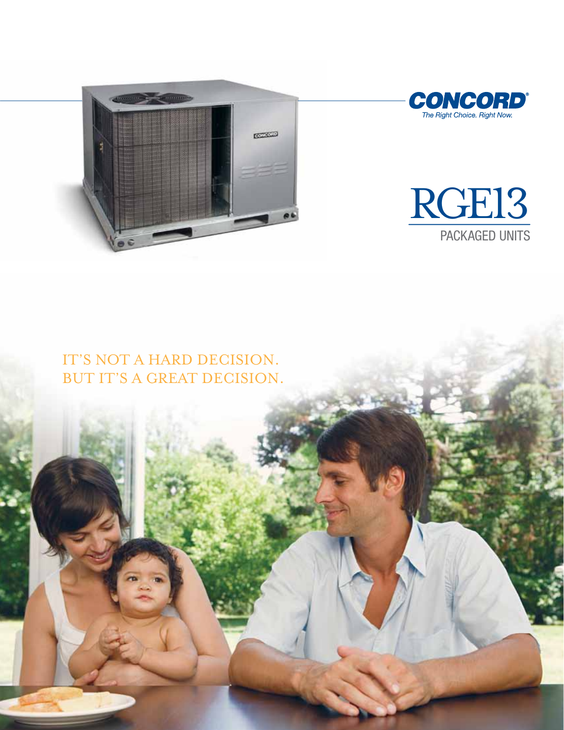**CONCORD®**

*The Right Choice. Right Now.*

# RGE13

## PACKAGED UNITS

IT'S NOT A HARD DECISION.
BUT IT'S A GREAT DECISION.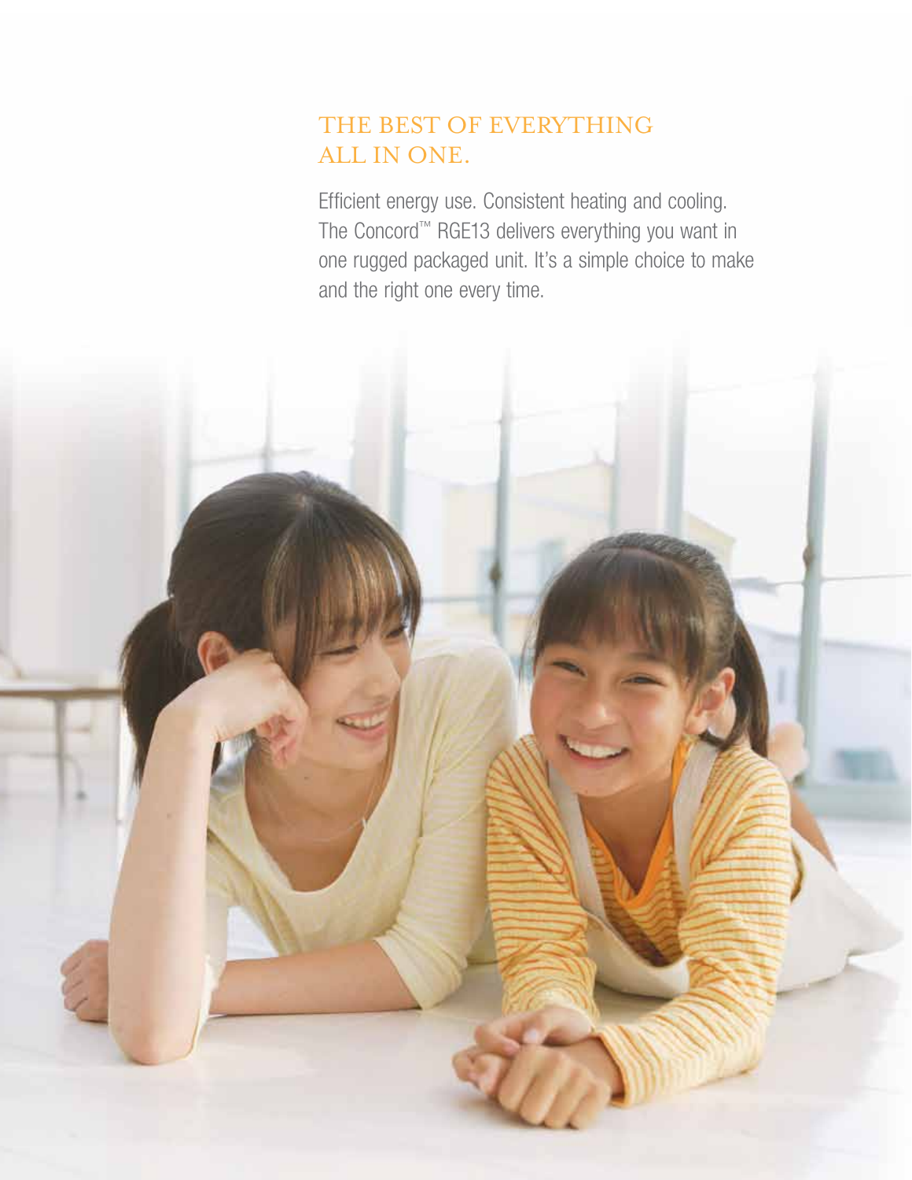## THE BEST OF EVERYTHING ALL IN ONE.

Efficient energy use. Consistent heating and cooling. The Concord™ RGE13 delivers everything you want in one rugged packaged unit. It's a simple choice to make and the right one every time.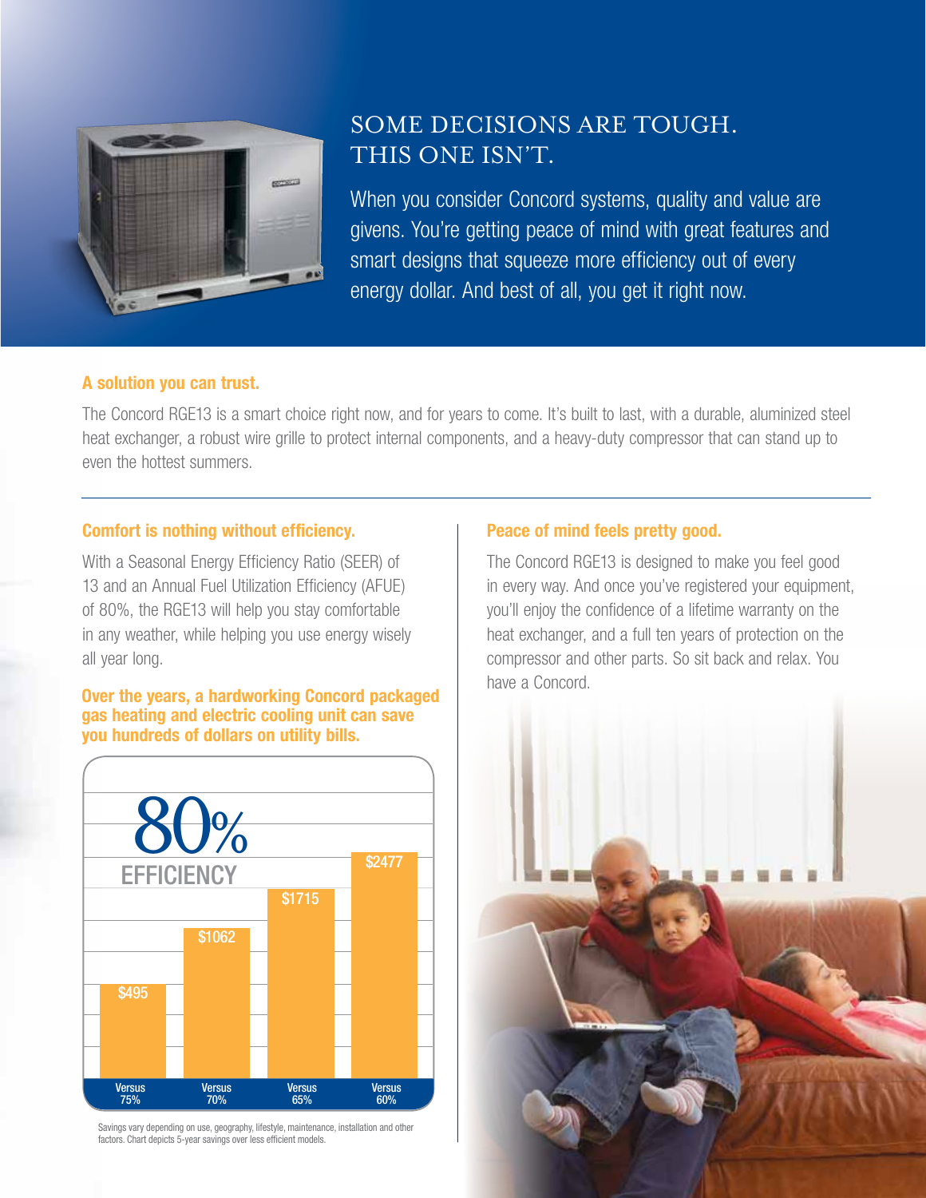# SOME DECISIONS ARE TOUGH. THIS ONE ISN'T.

When you consider Concord systems, quality and value are givens. You're getting peace of mind with great features and smart designs that squeeze more efficiency out of every energy dollar. And best of all, you get it right now.

### A solution you can trust.

The Concord RGE13 is a smart choice right now, and for years to come. It's built to last, with a durable, aluminized steel heat exchanger, a robust wire grille to protect internal components, and a heavy-duty compressor that can stand up to even the hottest summers.

### Comfort is nothing without efficiency.

With a Seasonal Energy Efficiency Ratio (SEER) of 13 and an Annual Fuel Utilization Efficiency (AFUE) of 80%, the RGE13 will help you stay comfortable in any weather, while helping you use energy wisely all year long.

**Over the years, a hardworking Concord packaged gas heating and electric cooling unit can save you hundreds of dollars on utility bills.**

80% EFFICIENCY

| Versus 75% | Versus 70% | Versus 65% | Versus 60% |
|---|---|---|---|
| $495 | $1062 | $1715 | $2477 |

Savings vary depending on use, geography, lifestyle, maintenance, installation and other factors. Chart depicts 5-year savings over less efficient models.

### Peace of mind feels pretty good.

The Concord RGE13 is designed to make you feel good in every way. And once you've registered your equipment, you'll enjoy the confidence of a lifetime warranty on the heat exchanger, and a full ten years of protection on the compressor and other parts. So sit back and relax. You have a Concord.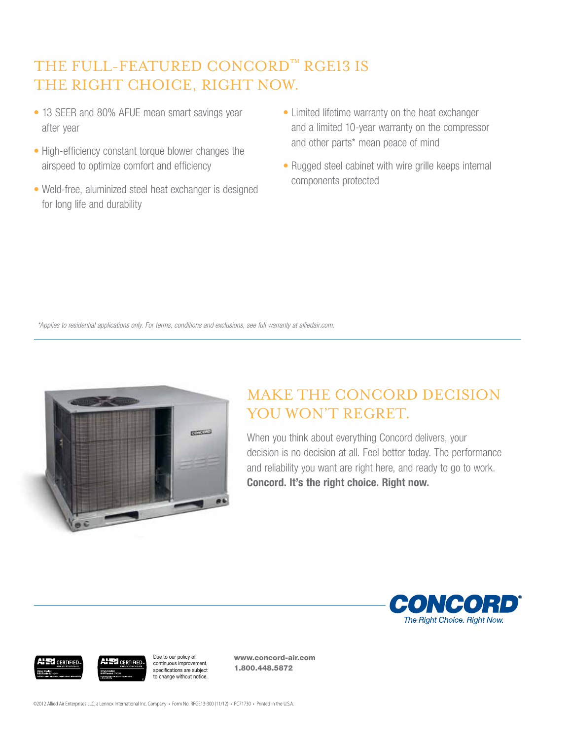# THE FULL-FEATURED CONCORD™ RGE13 IS THE RIGHT CHOICE, RIGHT NOW.

- 13 SEER and 80% AFUE mean smart savings year after year
- High-efficiency constant torque blower changes the airspeed to optimize comfort and efficiency
- Weld-free, aluminized steel heat exchanger is designed for long life and durability
- Limited lifetime warranty on the heat exchanger and a limited 10-year warranty on the compressor and other parts* mean peace of mind
- Rugged steel cabinet with wire grille keeps internal components protected

*\*Applies to residential applications only. For terms, conditions and exclusions, see full warranty at alliedair.com.*

## MAKE THE CONCORD DECISION YOU WON'T REGRET.

When you think about everything Concord delivers, your decision is no decision at all. Feel better today. The performance and reliability you want are right here, and ready to go to work. **Concord. It's the right choice. Right now.**

CONCORD®
*The Right Choice. Right Now.*

Due to our policy of continuous improvement, specifications are subject to change without notice.

**www.concord-air.com**
**1.800.448.5872**

©2012 Allied Air Enterprises LLC, a Lennox International Inc. Company • Form No. RRGE13-300 (11/12) • PC71730 • Printed in the U.S.A.